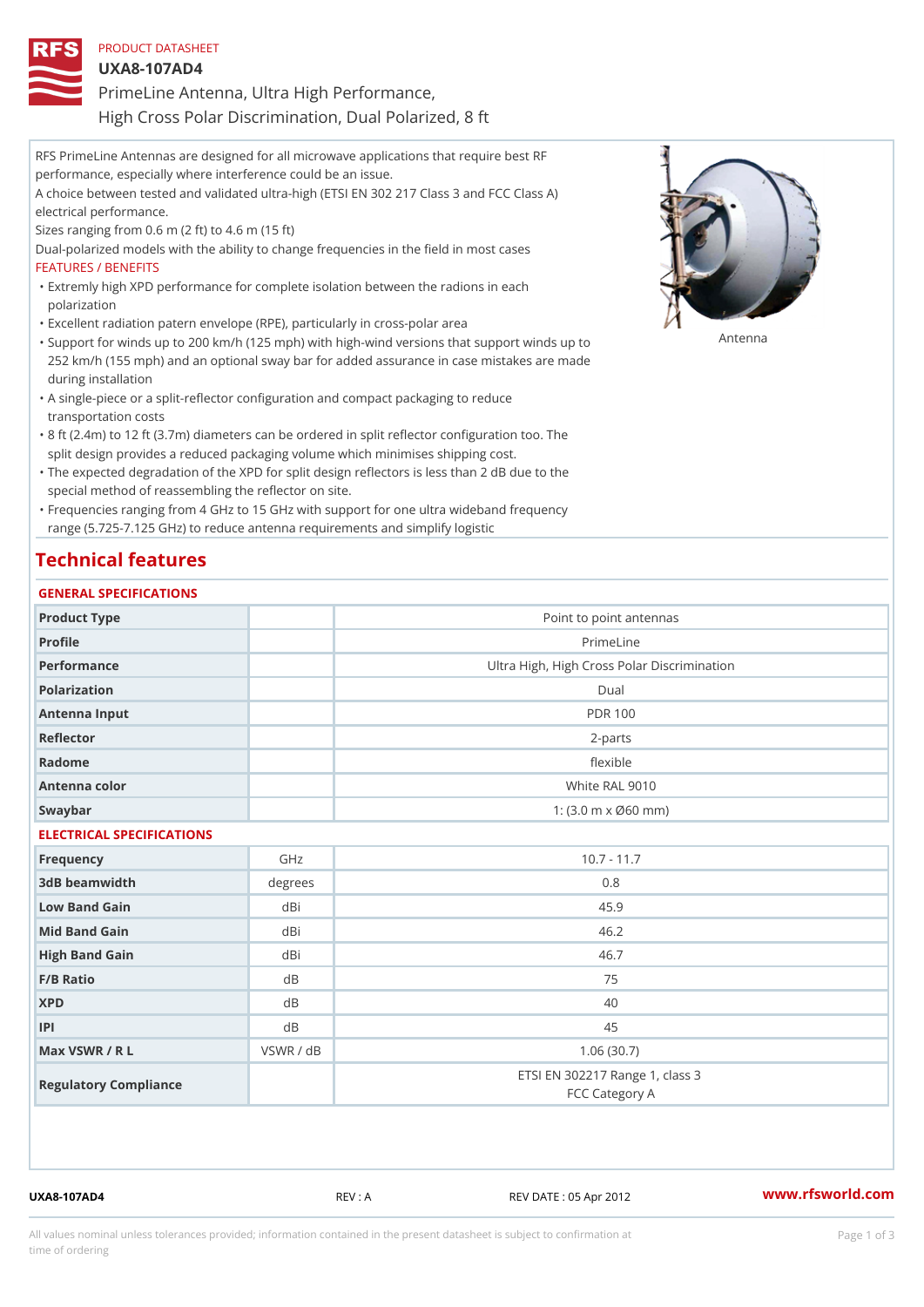PRODUCT DATASHEET

# UXA8-107AD4

## PrimeLine Antenna, Ultra High Performance, High Cross Polar Discrimination, Dual Polarized, 8 ft

RFS PrimeLine Antennas are designed for all microwave applications that require best RF performance, especially where interference could be an issue.

A choice between tested and validated ultra-high (ETSI EN 302 217 Class 3 and FCC Class A) electrical performance.

Sizes ranging from 0.6 m (2 ft) to 4.6 m (15 ft)

Dual-polarized models with the ability to change frequencies in the field in most cases

FEATURES / BENEFITS

- Extremly high XPD performance for complete isolation between the radions in each polarization
- Excellent radiation patern envelope (RPE), particularly in cross-polar area
- Support for winds up to 200 km/h (125 mph) with high-wind versions that support winds up to 252 km/h (155 mph) and an optional sway bar for added assurance in case mistakes are made during installation
- A single-piece or a split-reflector configuration and compact packaging to reduce transportation costs
- 8 ft (2.4m) to 12 ft (3.7m) diameters can be ordered in split reflector configuration too. The split design provides a reduced packaging volume which minimises shipping cost.
- The expected degradation of the XPD for split design reflectors is less than 2 dB due to the special method of reassembling the reflector on site.
- Frequencies ranging from 4 GHz to 15 GHz with support for one ultra wideband frequency range (5.725-7.125 GHz) to reduce antenna requirements and simplify logistic

Antenna

## Technical features

### GENERAL SPECIFICATIONS

| | | |
|---|---|---|
| Product Type | | Point to point antennas |
| Profile | | PrimeLine |
| Performance | | Ultra High, High Cross Polar Discrimination |
| Polarization | | Dual |
| Antenna Input | | PDR 100 |
| Reflector | | 2-parts |
| Radome | | flexible |
| Antenna color | | White RAL 9010 |
| Swaybar | | 1: (3.0 m x Ø60 mm) |

### ELECTRICAL SPECIFICATIONS

| | | |
|---|---|---|
| Frequency | GHz | 10.7 - 11.7 |
| 3dB beamwidth | degrees | 0.8 |
| Low Band Gain | dBi | 45.9 |
| Mid Band Gain | dBi | 46.2 |
| High Band Gain | dBi | 46.7 |
| F/B Ratio | dB | 75 |
| XPD | dB | 40 |
| IPI | dB | 45 |
| Max VSWR / R L | VSWR / dB | 1.06 (30.7) |
| Regulatory Compliance | | ETSI EN 302217 Range 1, class 3<br>FCC Category A |

UXA8-107AD4 REV : A REV DATE : 05 Apr 2012 www.rfsworld.com

All values nominal unless tolerances provided; information contained in the present datasheet is subject to confirmation at time of ordering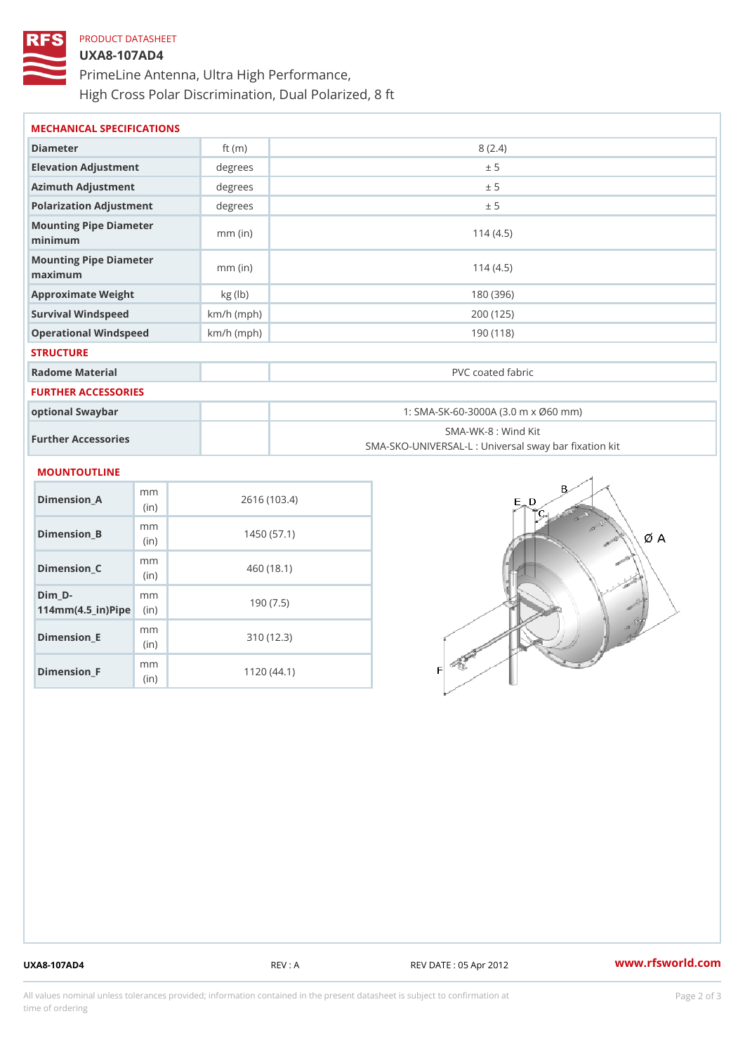PRODUCT DATASHEET

# UXA8-107AD4

## PrimeLine Antenna, Ultra High Performance, High Cross Polar Discrimination, Dual Polarized, 8 ft

### MECHANICAL SPECIFICATIONS

| | | |
|---|---|---|
| Diameter | ft (m) | 8 (2.4) |
| Elevation Adjustment | degrees | ± 5 |
| Azimuth Adjustment | degrees | ± 5 |
| Polarization Adjustment | degrees | ± 5 |
| Mounting Pipe Diameter minimum | mm (in) | 114 (4.5) |
| Mounting Pipe Diameter maximum | mm (in) | 114 (4.5) |
| Approximate Weight | kg (lb) | 180 (396) |
| Survival Windspeed | km/h (mph) | 200 (125) |
| Operational Windspeed | km/h (mph) | 190 (118) |

### STRUCTURE

| | | |
|---|---|---|
| Radome Material | | PVC coated fabric |

### FURTHER ACCESSORIES

| | | |
|---|---|---|
| optional Swaybar | | 1: SMA-SK-60-3000A (3.0 m x Ø60 mm) |
| Further Accessories | | SMA-WK-8 : Wind Kit<br>SMA-SKO-UNIVERSAL-L : Universal sway bar fixation kit |

### MOUNTOUTLINE

| | | |
|---|---|---|
| Dimension_A | mm (in) | 2616 (103.4) |
| Dimension_B | mm (in) | 1450 (57.1) |
| Dimension_C | mm (in) | 460 (18.1) |
| Dim_D-114mm(4.5_in)Pipe | mm (in) | 190 (7.5) |
| Dimension_E | mm (in) | 310 (12.3) |
| Dimension_F | mm (in) | 1120 (44.1) |

UXA8-107AD4 REV : A REV DATE : 05 Apr 2012 www.rfsworld.com

All values nominal unless tolerances provided; information contained in the present datasheet is subject to confirmation at time of ordering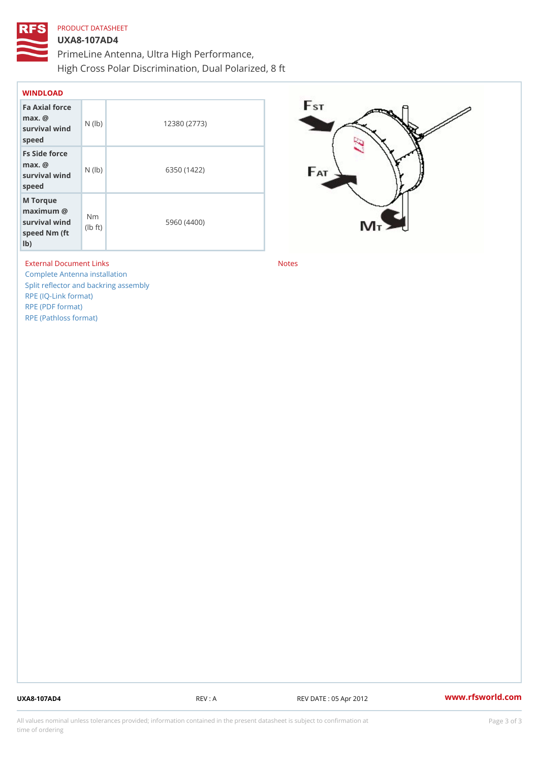PRODUCT DATASHEET

# UXA8-107AD4

PrimeLine Antenna, Ultra High Performance,
High Cross Polar Discrimination, Dual Polarized, 8 ft

## WINDLOAD

| | | |
|---|---|---|
| Fa Axial force max. @ survival wind speed | N (lb) | 12380 (2773) |
| Fs Side force max. @ survival wind speed | N (lb) | 6350 (1422) |
| M Torque maximum @ survival wind speed Nm (ft lb) | Nm (lb ft) | 5960 (4400) |

FST

FAT

MT

### External Document Links

Complete Antenna installation
Split reflector and backring assembly
RPE (IQ-Link format)
RPE (PDF format)
RPE (Pathloss format)

### Notes

UXA8-107AD4 REV : A REV DATE : 05 Apr 2012 www.rfsworld.com

All values nominal unless tolerances provided; information contained in the present datasheet is subject to confirmation at time of ordering